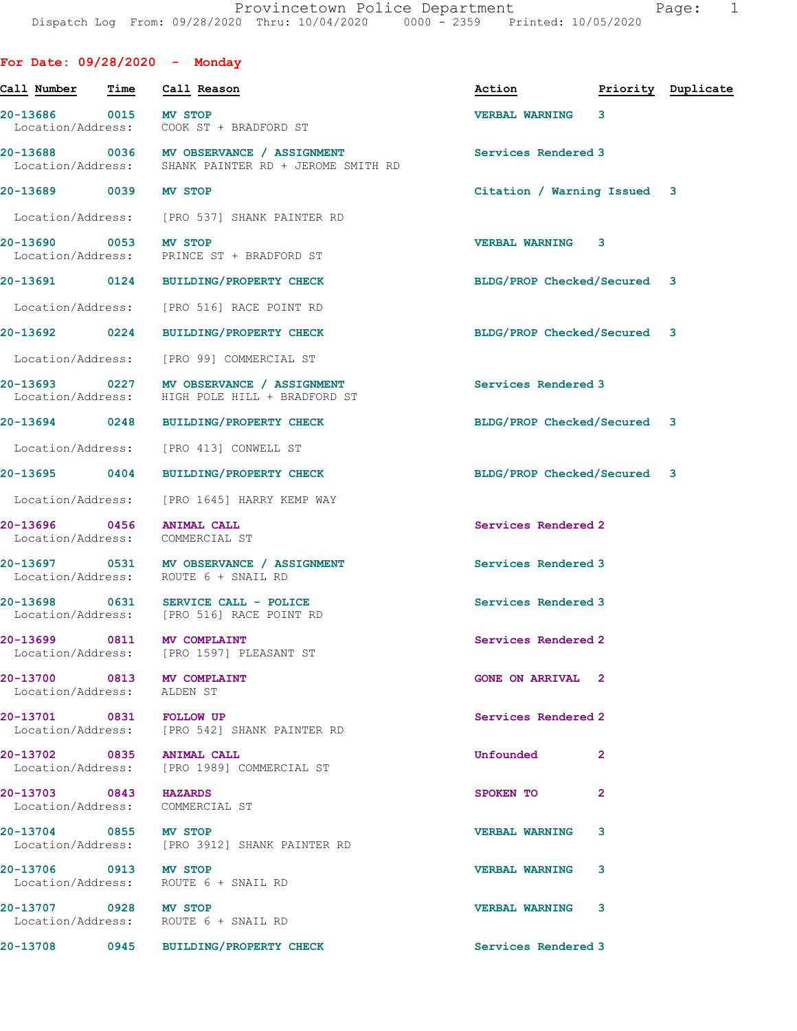## For Date: 09/28/2020 - Monday

| Call Number | Time | Call Reason | Action | Priority | Duplicate |
|---|---|---|---|---|---|
| 20-13686 | 0015 | MV STOP | VERBAL WARNING | 3 | |
| Location/Address: | | COOK ST + BRADFORD ST | | | |
| 20-13688 | 0036 | MV OBSERVANCE / ASSIGNMENT | Services Rendered | 3 | |
| Location/Address: | | SHANK PAINTER RD + JEROME SMITH RD | | | |
| 20-13689 | 0039 | MV STOP | Citation / Warning Issued | 3 | |
| Location/Address: | | [PRO 537] SHANK PAINTER RD | | | |
| 20-13690 | 0053 | MV STOP | VERBAL WARNING | 3 | |
| Location/Address: | | PRINCE ST + BRADFORD ST | | | |
| 20-13691 | 0124 | BUILDING/PROPERTY CHECK | BLDG/PROP Checked/Secured | 3 | |
| Location/Address: | | [PRO 516] RACE POINT RD | | | |
| 20-13692 | 0224 | BUILDING/PROPERTY CHECK | BLDG/PROP Checked/Secured | 3 | |
| Location/Address: | | [PRO 99] COMMERCIAL ST | | | |
| 20-13693 | 0227 | MV OBSERVANCE / ASSIGNMENT | Services Rendered | 3 | |
| Location/Address: | | HIGH POLE HILL + BRADFORD ST | | | |
| 20-13694 | 0248 | BUILDING/PROPERTY CHECK | BLDG/PROP Checked/Secured | 3 | |
| Location/Address: | | [PRO 413] CONWELL ST | | | |
| 20-13695 | 0404 | BUILDING/PROPERTY CHECK | BLDG/PROP Checked/Secured | 3 | |
| Location/Address: | | [PRO 1645] HARRY KEMP WAY | | | |
| 20-13696 | 0456 | ANIMAL CALL | Services Rendered | 2 | |
| Location/Address: | | COMMERCIAL ST | | | |
| 20-13697 | 0531 | MV OBSERVANCE / ASSIGNMENT | Services Rendered | 3 | |
| Location/Address: | | ROUTE 6 + SNAIL RD | | | |
| 20-13698 | 0631 | SERVICE CALL - POLICE | Services Rendered | 3 | |
| Location/Address: | | [PRO 516] RACE POINT RD | | | |
| 20-13699 | 0811 | MV COMPLAINT | Services Rendered | 2 | |
| Location/Address: | | [PRO 1597] PLEASANT ST | | | |
| 20-13700 | 0813 | MV COMPLAINT | GONE ON ARRIVAL | 2 | |
| Location/Address: | | ALDEN ST | | | |
| 20-13701 | 0831 | FOLLOW UP | Services Rendered | 2 | |
| Location/Address: | | [PRO 542] SHANK PAINTER RD | | | |
| 20-13702 | 0835 | ANIMAL CALL | Unfounded | 2 | |
| Location/Address: | | [PRO 1989] COMMERCIAL ST | | | |
| 20-13703 | 0843 | HAZARDS | SPOKEN TO | 2 | |
| Location/Address: | | COMMERCIAL ST | | | |
| 20-13704 | 0855 | MV STOP | VERBAL WARNING | 3 | |
| Location/Address: | | [PRO 3912] SHANK PAINTER RD | | | |
| 20-13706 | 0913 | MV STOP | VERBAL WARNING | 3 | |
| Location/Address: | | ROUTE 6 + SNAIL RD | | | |
| 20-13707 | 0928 | MV STOP | VERBAL WARNING | 3 | |
| Location/Address: | | ROUTE 6 + SNAIL RD | | | |
| 20-13708 | 0945 | BUILDING/PROPERTY CHECK | Services Rendered | 3 | |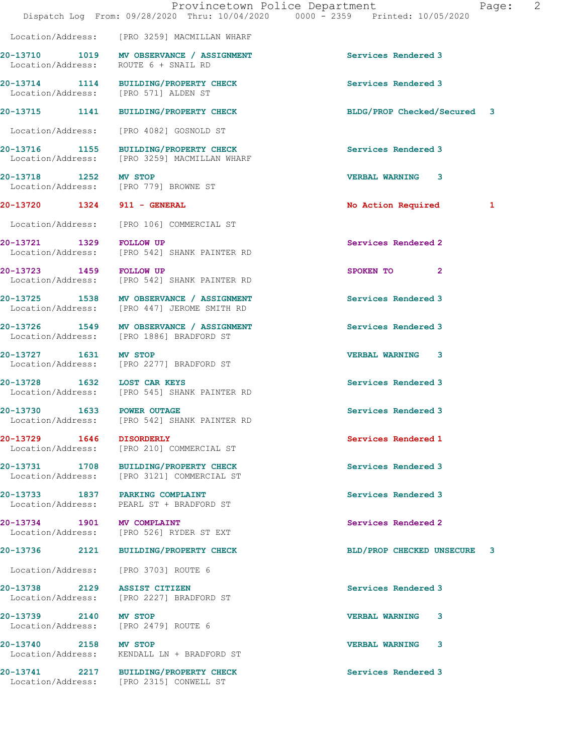Location/Address: [PRO 3259] MACMILLAN WHARF

**20-13710 1019 MV OBSERVANCE / ASSIGNMENT** Services Rendered 3
Location/Address: ROUTE 6 + SNAIL RD

**20-13714 1114 BUILDING/PROPERTY CHECK** Services Rendered 3
Location/Address: [PRO 571] ALDEN ST

**20-13715 1141 BUILDING/PROPERTY CHECK** BLDG/PROP Checked/Secured 3
Location/Address: [PRO 4082] GOSNOLD ST

**20-13716 1155 BUILDING/PROPERTY CHECK** Services Rendered 3
Location/Address: [PRO 3259] MACMILLAN WHARF

**20-13718 1252 MV STOP** VERBAL WARNING 3
Location/Address: [PRO 779] BROWNE ST

**20-13720 1324 911 - GENERAL** No Action Required 1
Location/Address: [PRO 106] COMMERCIAL ST

**20-13721 1329 FOLLOW UP** Services Rendered 2
Location/Address: [PRO 542] SHANK PAINTER RD

**20-13723 1459 FOLLOW UP** SPOKEN TO 2
Location/Address: [PRO 542] SHANK PAINTER RD

**20-13725 1538 MV OBSERVANCE / ASSIGNMENT** Services Rendered 3
Location/Address: [PRO 447] JEROME SMITH RD

**20-13726 1549 MV OBSERVANCE / ASSIGNMENT** Services Rendered 3
Location/Address: [PRO 1886] BRADFORD ST

**20-13727 1631 MV STOP** VERBAL WARNING 3
Location/Address: [PRO 2277] BRADFORD ST

**20-13728 1632 LOST CAR KEYS** Services Rendered 3
Location/Address: [PRO 545] SHANK PAINTER RD

**20-13730 1633 POWER OUTAGE** Services Rendered 3
Location/Address: [PRO 542] SHANK PAINTER RD

**20-13729 1646 DISORDERLY** Services Rendered 1
Location/Address: [PRO 210] COMMERCIAL ST

**20-13731 1708 BUILDING/PROPERTY CHECK** Services Rendered 3
Location/Address: [PRO 3121] COMMERCIAL ST

**20-13733 1837 PARKING COMPLAINT** Services Rendered 3
Location/Address: PEARL ST + BRADFORD ST

**20-13734 1901 MV COMPLAINT** Services Rendered 2
Location/Address: [PRO 526] RYDER ST EXT

**20-13736 2121 BUILDING/PROPERTY CHECK** BLD/PROP CHECKED UNSECURE 3
Location/Address: [PRO 3703] ROUTE 6

**20-13738 2129 ASSIST CITIZEN** Services Rendered 3
Location/Address: [PRO 2227] BRADFORD ST

**20-13739 2140 MV STOP** VERBAL WARNING 3
Location/Address: [PRO 2479] ROUTE 6

**20-13740 2158 MV STOP** VERBAL WARNING 3
Location/Address: KENDALL LN + BRADFORD ST

**20-13741 2217 BUILDING/PROPERTY CHECK** Services Rendered 3
Location/Address: [PRO 2315] CONWELL ST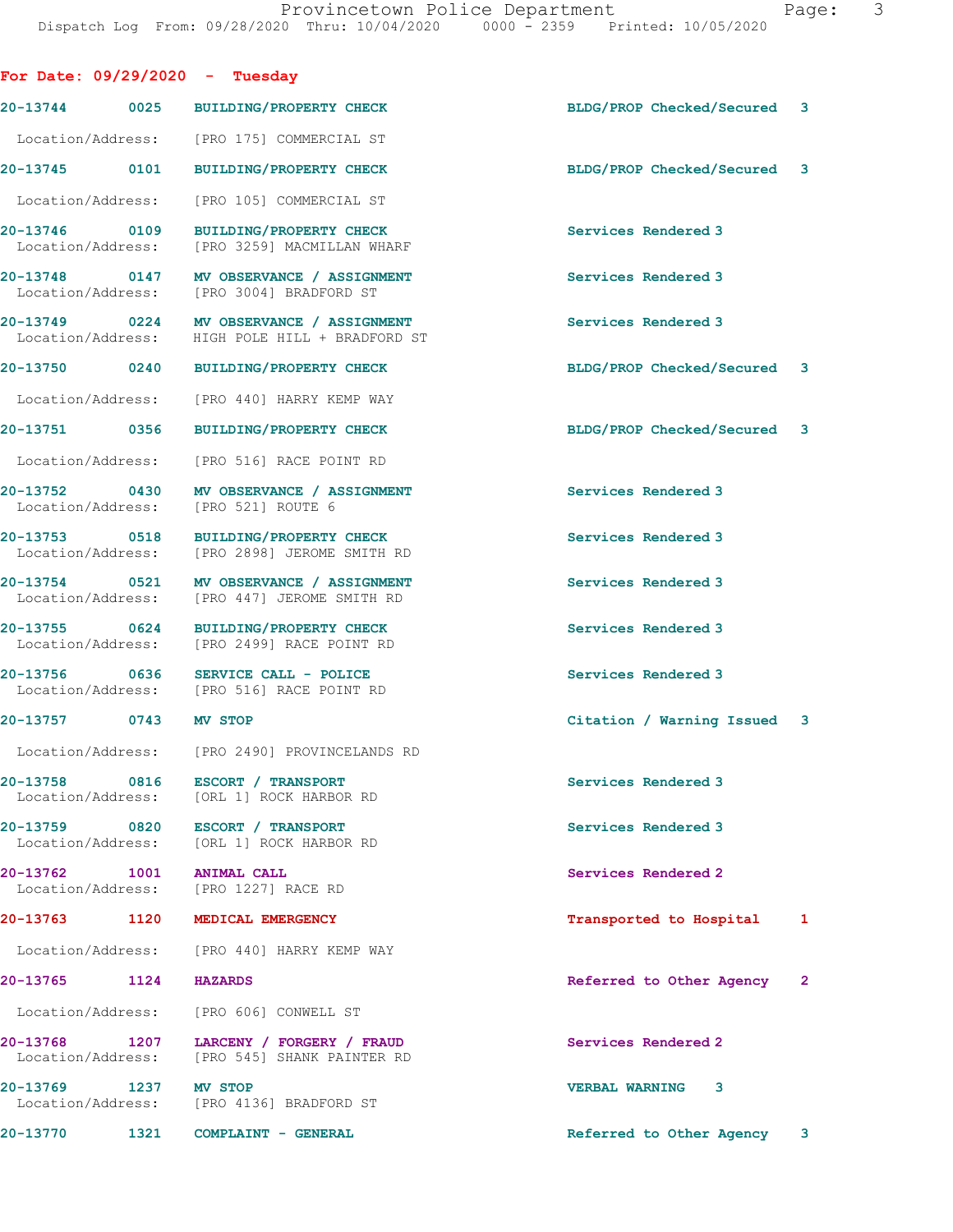## For Date: 09/29/2020 - Tuesday

**20-13744 0025 BUILDING/PROPERTY CHECK** — BLDG/PROP Checked/Secured 3
Location/Address: [PRO 175] COMMERCIAL ST

**20-13745 0101 BUILDING/PROPERTY CHECK** — BLDG/PROP Checked/Secured 3
Location/Address: [PRO 105] COMMERCIAL ST

**20-13746 0109 BUILDING/PROPERTY CHECK** — Services Rendered 3
Location/Address: [PRO 3259] MACMILLAN WHARF

**20-13748 0147 MV OBSERVANCE / ASSIGNMENT** — Services Rendered 3
Location/Address: [PRO 3004] BRADFORD ST

**20-13749 0224 MV OBSERVANCE / ASSIGNMENT** — Services Rendered 3
Location/Address: HIGH POLE HILL + BRADFORD ST

**20-13750 0240 BUILDING/PROPERTY CHECK** — BLDG/PROP Checked/Secured 3
Location/Address: [PRO 440] HARRY KEMP WAY

**20-13751 0356 BUILDING/PROPERTY CHECK** — BLDG/PROP Checked/Secured 3
Location/Address: [PRO 516] RACE POINT RD

**20-13752 0430 MV OBSERVANCE / ASSIGNMENT** — Services Rendered 3
Location/Address: [PRO 521] ROUTE 6

**20-13753 0518 BUILDING/PROPERTY CHECK** — Services Rendered 3
Location/Address: [PRO 2898] JEROME SMITH RD

**20-13754 0521 MV OBSERVANCE / ASSIGNMENT** — Services Rendered 3
Location/Address: [PRO 447] JEROME SMITH RD

**20-13755 0624 BUILDING/PROPERTY CHECK** — Services Rendered 3
Location/Address: [PRO 2499] RACE POINT RD

**20-13756 0636 SERVICE CALL - POLICE** — Services Rendered 3
Location/Address: [PRO 516] RACE POINT RD

**20-13757 0743 MV STOP** — Citation / Warning Issued 3
Location/Address: [PRO 2490] PROVINCELANDS RD

**20-13758 0816 ESCORT / TRANSPORT** — Services Rendered 3
Location/Address: [ORL 1] ROCK HARBOR RD

**20-13759 0820 ESCORT / TRANSPORT** — Services Rendered 3
Location/Address: [ORL 1] ROCK HARBOR RD

**20-13762 1001 ANIMAL CALL** — Services Rendered 2
Location/Address: [PRO 1227] RACE RD

**20-13763 1120 MEDICAL EMERGENCY** — Transported to Hospital 1
Location/Address: [PRO 440] HARRY KEMP WAY

**20-13765 1124 HAZARDS** — Referred to Other Agency 2
Location/Address: [PRO 606] CONWELL ST

**20-13768 1207 LARCENY / FORGERY / FRAUD** — Services Rendered 2
Location/Address: [PRO 545] SHANK PAINTER RD

**20-13769 1237 MV STOP** — VERBAL WARNING 3
Location/Address: [PRO 4136] BRADFORD ST

**20-13770 1321 COMPLAINT - GENERAL** — Referred to Other Agency 3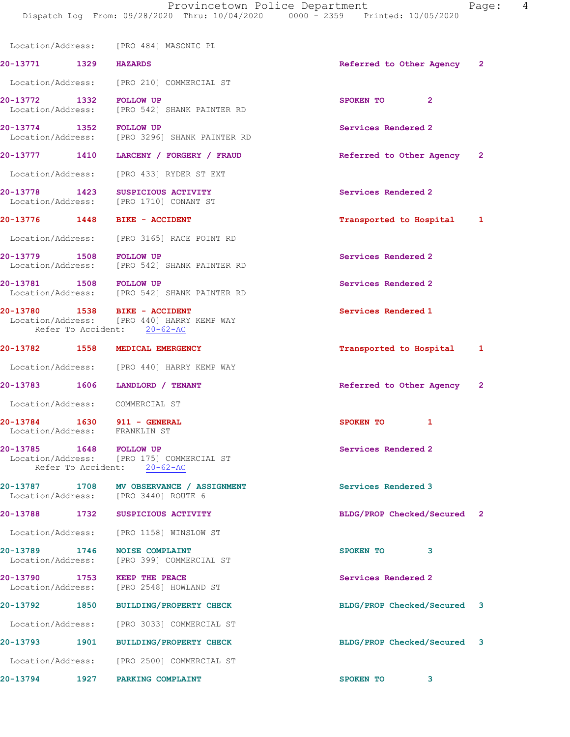Location/Address: [PRO 484] MASONIC PL

**20-13771 1329 HAZARDS** Referred to Other Agency 2

Location/Address: [PRO 210] COMMERCIAL ST

**20-13772 1332 FOLLOW UP** SPOKEN TO 2
Location/Address: [PRO 542] SHANK PAINTER RD

**20-13774 1352 FOLLOW UP** Services Rendered 2
Location/Address: [PRO 3296] SHANK PAINTER RD

**20-13777 1410 LARCENY / FORGERY / FRAUD** Referred to Other Agency 2

Location/Address: [PRO 433] RYDER ST EXT

**20-13778 1423 SUSPICIOUS ACTIVITY** Services Rendered 2
Location/Address: [PRO 1710] CONANT ST

**20-13776 1448 BIKE - ACCIDENT** Transported to Hospital 1

Location/Address: [PRO 3165] RACE POINT RD

**20-13779 1508 FOLLOW UP** Services Rendered 2
Location/Address: [PRO 542] SHANK PAINTER RD

**20-13781 1508 FOLLOW UP** Services Rendered 2
Location/Address: [PRO 542] SHANK PAINTER RD

**20-13780 1538 BIKE - ACCIDENT** Services Rendered 1
Location/Address: [PRO 440] HARRY KEMP WAY
Refer To Accident: 20-62-AC

**20-13782 1558 MEDICAL EMERGENCY** Transported to Hospital 1

Location/Address: [PRO 440] HARRY KEMP WAY

**20-13783 1606 LANDLORD / TENANT** Referred to Other Agency 2

Location/Address: COMMERCIAL ST

**20-13784 1630 911 - GENERAL** SPOKEN TO 1
Location/Address: FRANKLIN ST

**20-13785 1648 FOLLOW UP** Services Rendered 2
Location/Address: [PRO 175] COMMERCIAL ST
Refer To Accident: 20-62-AC

**20-13787 1708 MV OBSERVANCE / ASSIGNMENT** Services Rendered 3
Location/Address: [PRO 3440] ROUTE 6

**20-13788 1732 SUSPICIOUS ACTIVITY** BLDG/PROP Checked/Secured 2

Location/Address: [PRO 1158] WINSLOW ST

**20-13789 1746 NOISE COMPLAINT** SPOKEN TO 3
Location/Address: [PRO 399] COMMERCIAL ST

**20-13790 1753 KEEP THE PEACE** Services Rendered 2
Location/Address: [PRO 2548] HOWLAND ST

**20-13792 1850 BUILDING/PROPERTY CHECK** BLDG/PROP Checked/Secured 3

Location/Address: [PRO 3033] COMMERCIAL ST

**20-13793 1901 BUILDING/PROPERTY CHECK** BLDG/PROP Checked/Secured 3

Location/Address: [PRO 2500] COMMERCIAL ST

**20-13794 1927 PARKING COMPLAINT** SPOKEN TO 3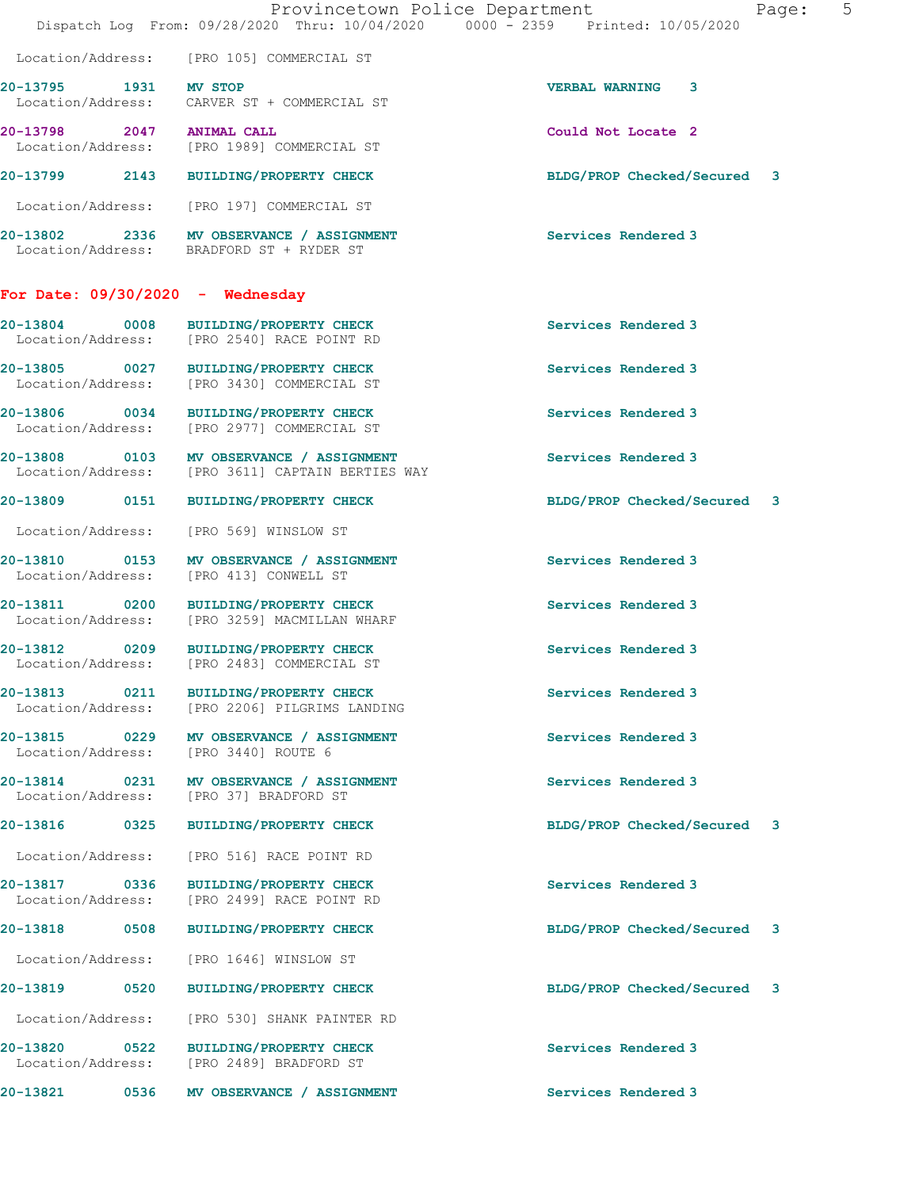Location/Address: [PRO 105] COMMERCIAL ST

**20-13795 1931 MV STOP** VERBAL WARNING 3
Location/Address: CARVER ST + COMMERCIAL ST

**20-13798 2047 ANIMAL CALL** Could Not Locate 2
Location/Address: [PRO 1989] COMMERCIAL ST

**20-13799 2143 BUILDING/PROPERTY CHECK** BLDG/PROP Checked/Secured 3
Location/Address: [PRO 197] COMMERCIAL ST

**20-13802 2336 MV OBSERVANCE / ASSIGNMENT** Services Rendered 3
Location/Address: BRADFORD ST + RYDER ST

## For Date: 09/30/2020 - Wednesday

**20-13804 0008 BUILDING/PROPERTY CHECK** Services Rendered 3
Location/Address: [PRO 2540] RACE POINT RD

**20-13805 0027 BUILDING/PROPERTY CHECK** Services Rendered 3
Location/Address: [PRO 3430] COMMERCIAL ST

**20-13806 0034 BUILDING/PROPERTY CHECK** Services Rendered 3
Location/Address: [PRO 2977] COMMERCIAL ST

**20-13808 0103 MV OBSERVANCE / ASSIGNMENT** Services Rendered 3
Location/Address: [PRO 3611] CAPTAIN BERTIES WAY

**20-13809 0151 BUILDING/PROPERTY CHECK** BLDG/PROP Checked/Secured 3
Location/Address: [PRO 569] WINSLOW ST

**20-13810 0153 MV OBSERVANCE / ASSIGNMENT** Services Rendered 3
Location/Address: [PRO 413] CONWELL ST

**20-13811 0200 BUILDING/PROPERTY CHECK** Services Rendered 3
Location/Address: [PRO 3259] MACMILLAN WHARF

**20-13812 0209 BUILDING/PROPERTY CHECK** Services Rendered 3
Location/Address: [PRO 2483] COMMERCIAL ST

**20-13813 0211 BUILDING/PROPERTY CHECK** Services Rendered 3
Location/Address: [PRO 2206] PILGRIMS LANDING

**20-13815 0229 MV OBSERVANCE / ASSIGNMENT** Services Rendered 3
Location/Address: [PRO 3440] ROUTE 6

**20-13814 0231 MV OBSERVANCE / ASSIGNMENT** Services Rendered 3
Location/Address: [PRO 37] BRADFORD ST

**20-13816 0325 BUILDING/PROPERTY CHECK** BLDG/PROP Checked/Secured 3
Location/Address: [PRO 516] RACE POINT RD

**20-13817 0336 BUILDING/PROPERTY CHECK** Services Rendered 3
Location/Address: [PRO 2499] RACE POINT RD

**20-13818 0508 BUILDING/PROPERTY CHECK** BLDG/PROP Checked/Secured 3
Location/Address: [PRO 1646] WINSLOW ST

**20-13819 0520 BUILDING/PROPERTY CHECK** BLDG/PROP Checked/Secured 3
Location/Address: [PRO 530] SHANK PAINTER RD

**20-13820 0522 BUILDING/PROPERTY CHECK** Services Rendered 3
Location/Address: [PRO 2489] BRADFORD ST

**20-13821 0536 MV OBSERVANCE / ASSIGNMENT** Services Rendered 3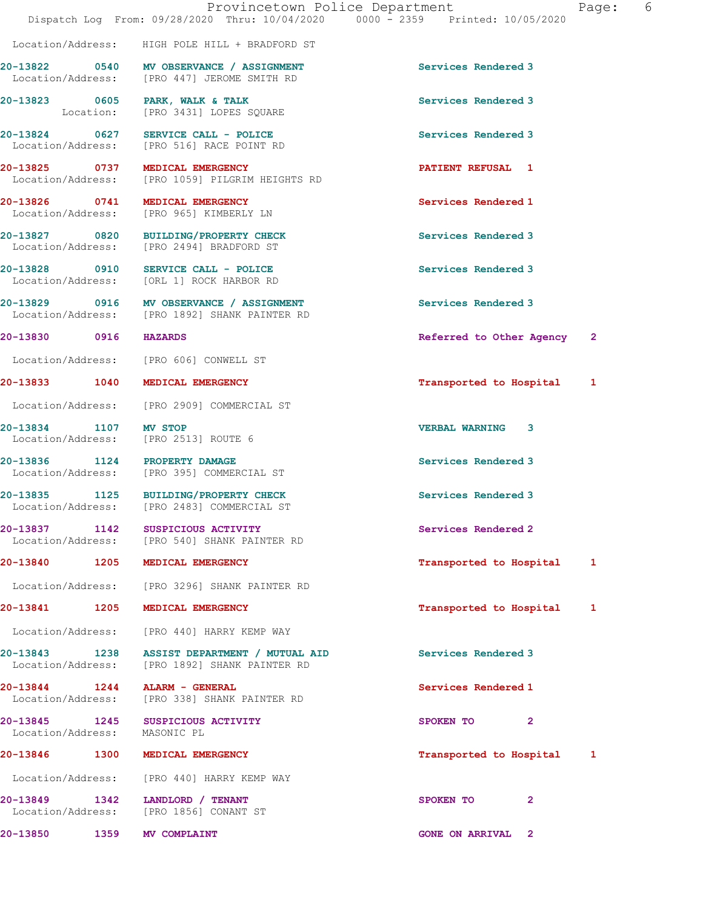Location/Address: HIGH POLE HILL + BRADFORD ST

20-13822 0540 **MV OBSERVANCE / ASSIGNMENT** Services Rendered 3
Location/Address: [PRO 447] JEROME SMITH RD

20-13823 0605 **PARK, WALK & TALK** Services Rendered 3
Location: [PRO 3431] LOPES SQUARE

20-13824 0627 **SERVICE CALL - POLICE** Services Rendered 3
Location/Address: [PRO 516] RACE POINT RD

20-13825 0737 **MEDICAL EMERGENCY** PATIENT REFUSAL 1
Location/Address: [PRO 1059] PILGRIM HEIGHTS RD

20-13826 0741 **MEDICAL EMERGENCY** Services Rendered 1
Location/Address: [PRO 965] KIMBERLY LN

20-13827 0820 **BUILDING/PROPERTY CHECK** Services Rendered 3
Location/Address: [PRO 2494] BRADFORD ST

20-13828 0910 **SERVICE CALL - POLICE** Services Rendered 3
Location/Address: [ORL 1] ROCK HARBOR RD

20-13829 0916 **MV OBSERVANCE / ASSIGNMENT** Services Rendered 3
Location/Address: [PRO 1892] SHANK PAINTER RD

20-13830 0916 **HAZARDS** Referred to Other Agency 2
Location/Address: [PRO 606] CONWELL ST

20-13833 1040 **MEDICAL EMERGENCY** Transported to Hospital 1
Location/Address: [PRO 2909] COMMERCIAL ST

20-13834 1107 **MV STOP** VERBAL WARNING 3
Location/Address: [PRO 2513] ROUTE 6

20-13836 1124 **PROPERTY DAMAGE** Services Rendered 3
Location/Address: [PRO 395] COMMERCIAL ST

20-13835 1125 **BUILDING/PROPERTY CHECK** Services Rendered 3
Location/Address: [PRO 2483] COMMERCIAL ST

20-13837 1142 **SUSPICIOUS ACTIVITY** Services Rendered 2
Location/Address: [PRO 540] SHANK PAINTER RD

20-13840 1205 **MEDICAL EMERGENCY** Transported to Hospital 1
Location/Address: [PRO 3296] SHANK PAINTER RD

20-13841 1205 **MEDICAL EMERGENCY** Transported to Hospital 1
Location/Address: [PRO 440] HARRY KEMP WAY

20-13843 1238 **ASSIST DEPARTMENT / MUTUAL AID** Services Rendered 3
Location/Address: [PRO 1892] SHANK PAINTER RD

20-13844 1244 **ALARM - GENERAL** Services Rendered 1
Location/Address: [PRO 338] SHANK PAINTER RD

20-13845 1245 **SUSPICIOUS ACTIVITY** SPOKEN TO 2
Location/Address: MASONIC PL

20-13846 1300 **MEDICAL EMERGENCY** Transported to Hospital 1
Location/Address: [PRO 440] HARRY KEMP WAY

20-13849 1342 **LANDLORD / TENANT** SPOKEN TO 2
Location/Address: [PRO 1856] CONANT ST

20-13850 1359 **MV COMPLAINT** GONE ON ARRIVAL 2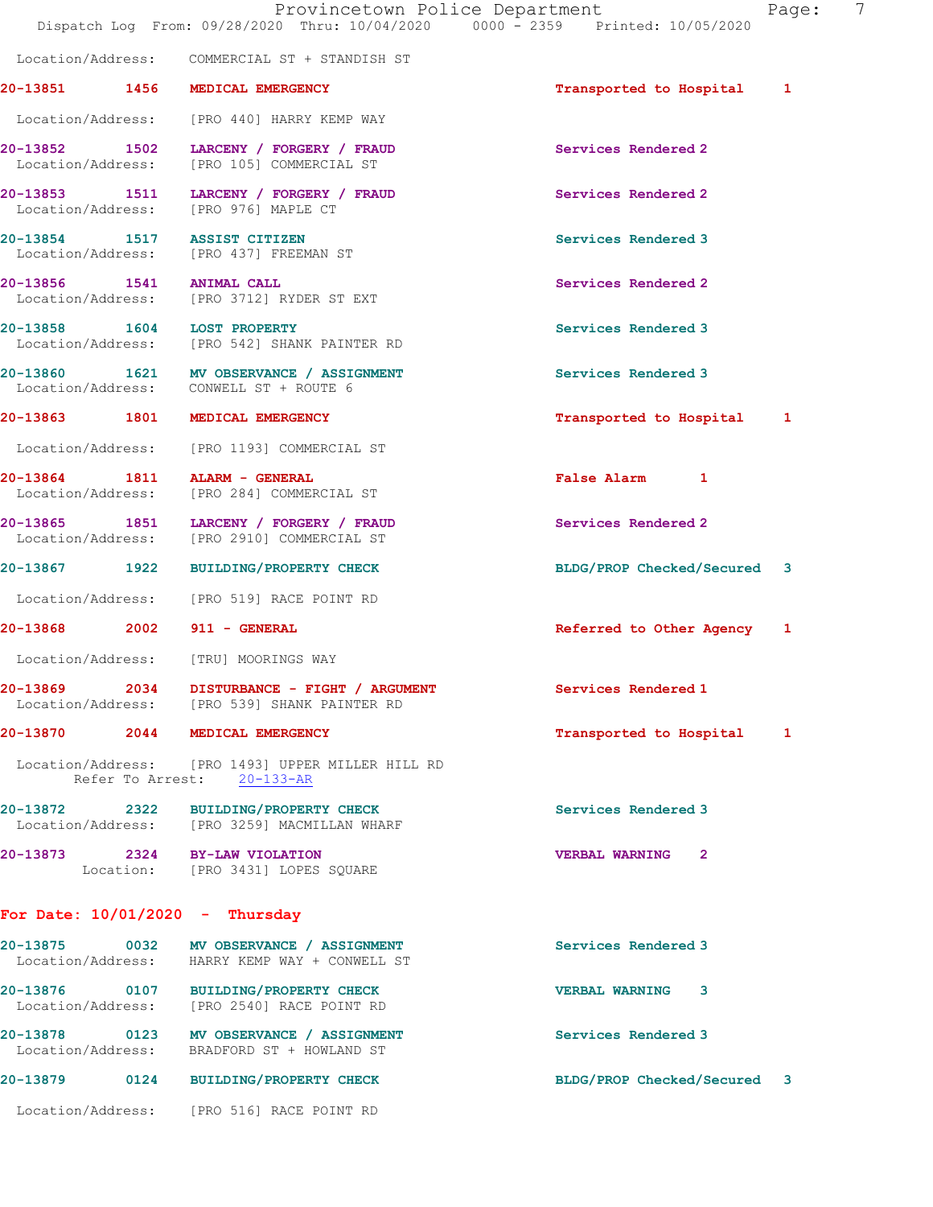Location/Address: COMMERCIAL ST + STANDISH ST

**20-13851 1456 MEDICAL EMERGENCY** Transported to Hospital 1
Location/Address: [PRO 440] HARRY KEMP WAY

**20-13852 1502 LARCENY / FORGERY / FRAUD** Services Rendered 2
Location/Address: [PRO 105] COMMERCIAL ST

**20-13853 1511 LARCENY / FORGERY / FRAUD** Services Rendered 2
Location/Address: [PRO 976] MAPLE CT

**20-13854 1517 ASSIST CITIZEN** Services Rendered 3
Location/Address: [PRO 437] FREEMAN ST

**20-13856 1541 ANIMAL CALL** Services Rendered 2
Location/Address: [PRO 3712] RYDER ST EXT

**20-13858 1604 LOST PROPERTY** Services Rendered 3
Location/Address: [PRO 542] SHANK PAINTER RD

**20-13860 1621 MV OBSERVANCE / ASSIGNMENT** Services Rendered 3
Location/Address: CONWELL ST + ROUTE 6

**20-13863 1801 MEDICAL EMERGENCY** Transported to Hospital 1
Location/Address: [PRO 1193] COMMERCIAL ST

**20-13864 1811 ALARM - GENERAL** False Alarm 1
Location/Address: [PRO 284] COMMERCIAL ST

**20-13865 1851 LARCENY / FORGERY / FRAUD** Services Rendered 2
Location/Address: [PRO 2910] COMMERCIAL ST

**20-13867 1922 BUILDING/PROPERTY CHECK** BLDG/PROP Checked/Secured 3
Location/Address: [PRO 519] RACE POINT RD

**20-13868 2002 911 - GENERAL** Referred to Other Agency 1
Location/Address: [TRU] MOORINGS WAY

**20-13869 2034 DISTURBANCE - FIGHT / ARGUMENT** Services Rendered 1
Location/Address: [PRO 539] SHANK PAINTER RD

**20-13870 2044 MEDICAL EMERGENCY** Transported to Hospital 1
Location/Address: [PRO 1493] UPPER MILLER HILL RD
Refer To Arrest: 20-133-AR

**20-13872 2322 BUILDING/PROPERTY CHECK** Services Rendered 3
Location/Address: [PRO 3259] MACMILLAN WHARF

**20-13873 2324 BY-LAW VIOLATION** VERBAL WARNING 2
Location: [PRO 3431] LOPES SQUARE

## For Date: 10/01/2020 - Thursday

**20-13875 0032 MV OBSERVANCE / ASSIGNMENT** Services Rendered 3
Location/Address: HARRY KEMP WAY + CONWELL ST

**20-13876 0107 BUILDING/PROPERTY CHECK** VERBAL WARNING 3
Location/Address: [PRO 2540] RACE POINT RD

**20-13878 0123 MV OBSERVANCE / ASSIGNMENT** Services Rendered 3
Location/Address: BRADFORD ST + HOWLAND ST

**20-13879 0124 BUILDING/PROPERTY CHECK** BLDG/PROP Checked/Secured 3
Location/Address: [PRO 516] RACE POINT RD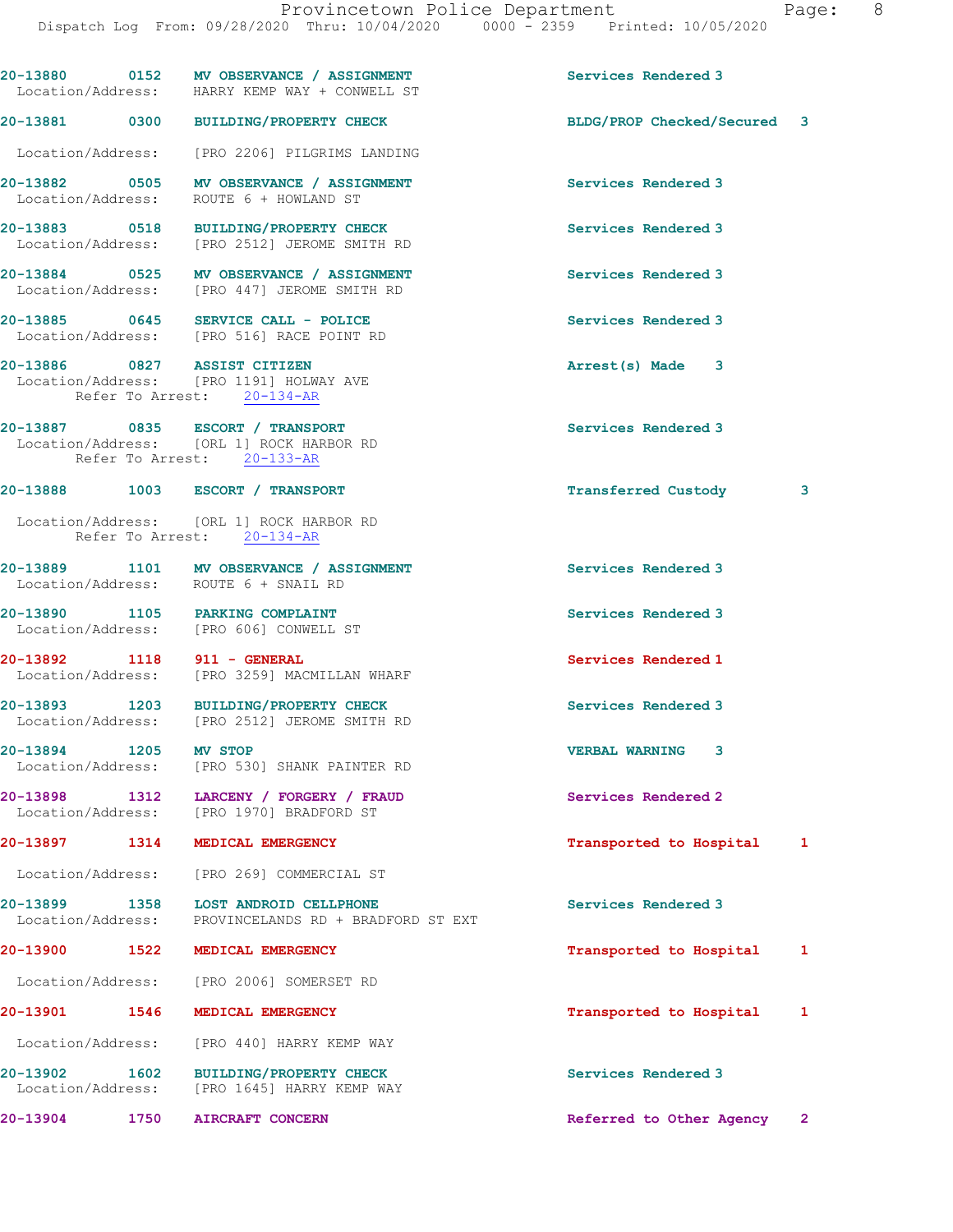20-13880 0152 **MV OBSERVANCE / ASSIGNMENT** Services Rendered 3
Location/Address: HARRY KEMP WAY + CONWELL ST

20-13881 0300 **BUILDING/PROPERTY CHECK** BLDG/PROP Checked/Secured 3
Location/Address: [PRO 2206] PILGRIMS LANDING

20-13882 0505 **MV OBSERVANCE / ASSIGNMENT** Services Rendered 3
Location/Address: ROUTE 6 + HOWLAND ST

20-13883 0518 **BUILDING/PROPERTY CHECK** Services Rendered 3
Location/Address: [PRO 2512] JEROME SMITH RD

20-13884 0525 **MV OBSERVANCE / ASSIGNMENT** Services Rendered 3
Location/Address: [PRO 447] JEROME SMITH RD

20-13885 0645 **SERVICE CALL - POLICE** Services Rendered 3
Location/Address: [PRO 516] RACE POINT RD

20-13886 0827 **ASSIST CITIZEN** Arrest(s) Made 3
Location/Address: [PRO 1191] HOLWAY AVE
Refer To Arrest: 20-134-AR

20-13887 0835 **ESCORT / TRANSPORT** Services Rendered 3
Location/Address: [ORL 1] ROCK HARBOR RD
Refer To Arrest: 20-133-AR

20-13888 1003 **ESCORT / TRANSPORT** Transferred Custody 3
Location/Address: [ORL 1] ROCK HARBOR RD
Refer To Arrest: 20-134-AR

20-13889 1101 **MV OBSERVANCE / ASSIGNMENT** Services Rendered 3
Location/Address: ROUTE 6 + SNAIL RD

20-13890 1105 **PARKING COMPLAINT** Services Rendered 3
Location/Address: [PRO 606] CONWELL ST

20-13892 1118 **911 - GENERAL** Services Rendered 1
Location/Address: [PRO 3259] MACMILLAN WHARF

20-13893 1203 **BUILDING/PROPERTY CHECK** Services Rendered 3
Location/Address: [PRO 2512] JEROME SMITH RD

20-13894 1205 **MV STOP** VERBAL WARNING 3
Location/Address: [PRO 530] SHANK PAINTER RD

20-13898 1312 **LARCENY / FORGERY / FRAUD** Services Rendered 2
Location/Address: [PRO 1970] BRADFORD ST

20-13897 1314 **MEDICAL EMERGENCY** Transported to Hospital 1
Location/Address: [PRO 269] COMMERCIAL ST

20-13899 1358 **LOST ANDROID CELLPHONE** Services Rendered 3
Location/Address: PROVINCELANDS RD + BRADFORD ST EXT

20-13900 1522 **MEDICAL EMERGENCY** Transported to Hospital 1
Location/Address: [PRO 2006] SOMERSET RD

20-13901 1546 **MEDICAL EMERGENCY** Transported to Hospital 1
Location/Address: [PRO 440] HARRY KEMP WAY

20-13902 1602 **BUILDING/PROPERTY CHECK** Services Rendered 3
Location/Address: [PRO 1645] HARRY KEMP WAY

20-13904 1750 **AIRCRAFT CONCERN** Referred to Other Agency 2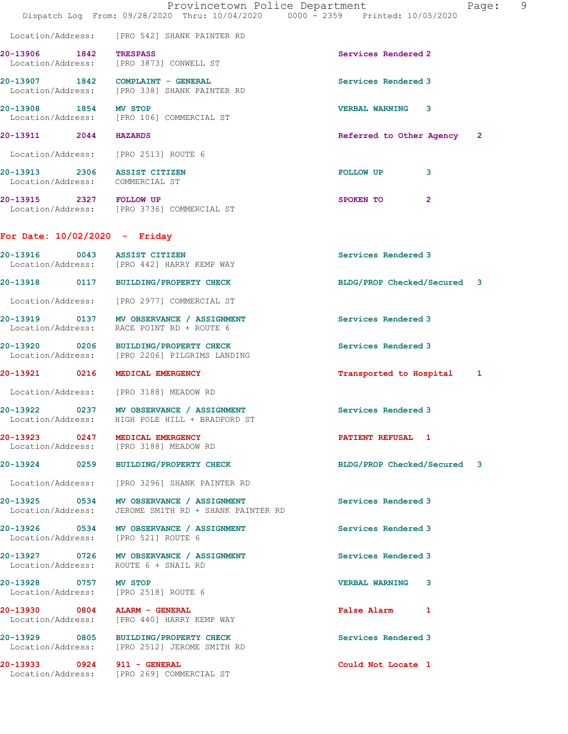Location/Address: [PRO 542] SHANK PAINTER RD

**20-13906 1842 TRESPASS** Services Rendered 2
Location/Address: [PRO 3873] CONWELL ST

**20-13907 1842 COMPLAINT - GENERAL** Services Rendered 3
Location/Address: [PRO 338] SHANK PAINTER RD

**20-13908 1854 MV STOP** VERBAL WARNING 3
Location/Address: [PRO 106] COMMERCIAL ST

**20-13911 2044 HAZARDS** Referred to Other Agency 2
Location/Address: [PRO 2513] ROUTE 6

**20-13913 2306 ASSIST CITIZEN** FOLLOW UP 3
Location/Address: COMMERCIAL ST

**20-13915 2327 FOLLOW UP** SPOKEN TO 2
Location/Address: [PRO 3736] COMMERCIAL ST

## For Date: 10/02/2020 - Friday

**20-13916 0043 ASSIST CITIZEN** Services Rendered 3
Location/Address: [PRO 442] HARRY KEMP WAY

**20-13918 0117 BUILDING/PROPERTY CHECK** BLDG/PROP Checked/Secured 3
Location/Address: [PRO 2977] COMMERCIAL ST

**20-13919 0137 MV OBSERVANCE / ASSIGNMENT** Services Rendered 3
Location/Address: RACE POINT RD + ROUTE 6

**20-13920 0206 BUILDING/PROPERTY CHECK** Services Rendered 3
Location/Address: [PRO 2206] PILGRIMS LANDING

**20-13921 0216 MEDICAL EMERGENCY** Transported to Hospital 1
Location/Address: [PRO 3188] MEADOW RD

**20-13922 0237 MV OBSERVANCE / ASSIGNMENT** Services Rendered 3
Location/Address: HIGH POLE HILL + BRADFORD ST

**20-13923 0247 MEDICAL EMERGENCY** PATIENT REFUSAL 1
Location/Address: [PRO 3188] MEADOW RD

**20-13924 0259 BUILDING/PROPERTY CHECK** BLDG/PROP Checked/Secured 3
Location/Address: [PRO 3296] SHANK PAINTER RD

**20-13925 0534 MV OBSERVANCE / ASSIGNMENT** Services Rendered 3
Location/Address: JEROME SMITH RD + SHANK PAINTER RD

**20-13926 0534 MV OBSERVANCE / ASSIGNMENT** Services Rendered 3
Location/Address: [PRO 521] ROUTE 6

**20-13927 0726 MV OBSERVANCE / ASSIGNMENT** Services Rendered 3
Location/Address: ROUTE 6 + SNAIL RD

**20-13928 0757 MV STOP** VERBAL WARNING 3
Location/Address: [PRO 2518] ROUTE 6

**20-13930 0804 ALARM - GENERAL** False Alarm 1
Location/Address: [PRO 440] HARRY KEMP WAY

**20-13929 0805 BUILDING/PROPERTY CHECK** Services Rendered 3
Location/Address: [PRO 2512] JEROME SMITH RD

**20-13933 0924 911 - GENERAL** Could Not Locate 1
Location/Address: [PRO 269] COMMERCIAL ST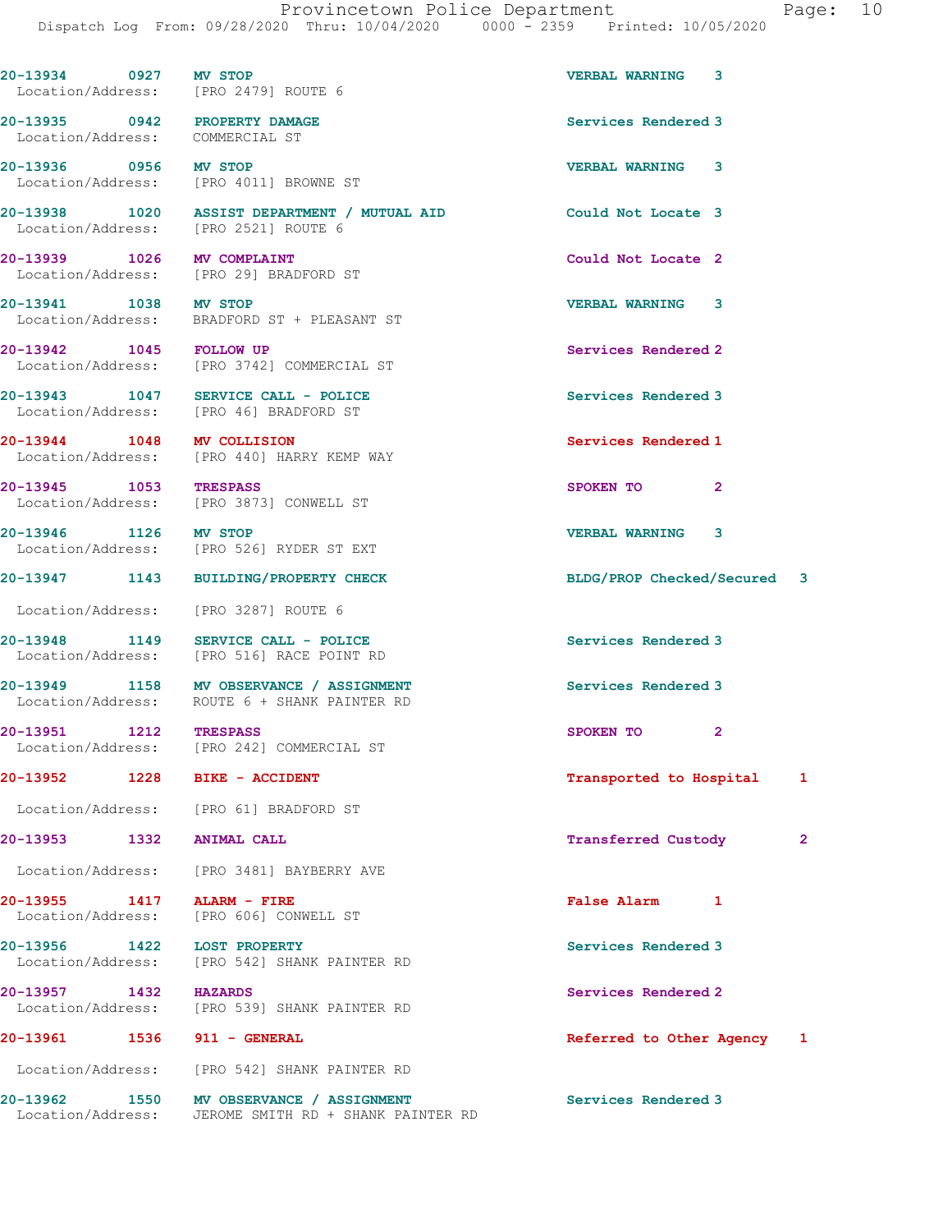20-13934 0927 MV STOP VERBAL WARNING 3
Location/Address: [PRO 2479] ROUTE 6

20-13935 0942 PROPERTY DAMAGE Services Rendered 3
Location/Address: COMMERCIAL ST

20-13936 0956 MV STOP VERBAL WARNING 3
Location/Address: [PRO 4011] BROWNE ST

20-13938 1020 ASSIST DEPARTMENT / MUTUAL AID Could Not Locate 3
Location/Address: [PRO 2521] ROUTE 6

20-13939 1026 MV COMPLAINT Could Not Locate 2
Location/Address: [PRO 29] BRADFORD ST

20-13941 1038 MV STOP VERBAL WARNING 3
Location/Address: BRADFORD ST + PLEASANT ST

20-13942 1045 FOLLOW UP Services Rendered 2
Location/Address: [PRO 3742] COMMERCIAL ST

20-13943 1047 SERVICE CALL - POLICE Services Rendered 3
Location/Address: [PRO 46] BRADFORD ST

20-13944 1048 MV COLLISION Services Rendered 1
Location/Address: [PRO 440] HARRY KEMP WAY

20-13945 1053 TRESPASS SPOKEN TO 2
Location/Address: [PRO 3873] CONWELL ST

20-13946 1126 MV STOP VERBAL WARNING 3
Location/Address: [PRO 526] RYDER ST EXT

20-13947 1143 BUILDING/PROPERTY CHECK BLDG/PROP Checked/Secured 3
Location/Address: [PRO 3287] ROUTE 6

20-13948 1149 SERVICE CALL - POLICE Services Rendered 3
Location/Address: [PRO 516] RACE POINT RD

20-13949 1158 MV OBSERVANCE / ASSIGNMENT Services Rendered 3
Location/Address: ROUTE 6 + SHANK PAINTER RD

20-13951 1212 TRESPASS SPOKEN TO 2
Location/Address: [PRO 242] COMMERCIAL ST

20-13952 1228 BIKE - ACCIDENT Transported to Hospital 1
Location/Address: [PRO 61] BRADFORD ST

20-13953 1332 ANIMAL CALL Transferred Custody 2
Location/Address: [PRO 3481] BAYBERRY AVE

20-13955 1417 ALARM - FIRE False Alarm 1
Location/Address: [PRO 606] CONWELL ST

20-13956 1422 LOST PROPERTY Services Rendered 3
Location/Address: [PRO 542] SHANK PAINTER RD

20-13957 1432 HAZARDS Services Rendered 2
Location/Address: [PRO 539] SHANK PAINTER RD

20-13961 1536 911 - GENERAL Referred to Other Agency 1
Location/Address: [PRO 542] SHANK PAINTER RD

20-13962 1550 MV OBSERVANCE / ASSIGNMENT Services Rendered 3
Location/Address: JEROME SMITH RD + SHANK PAINTER RD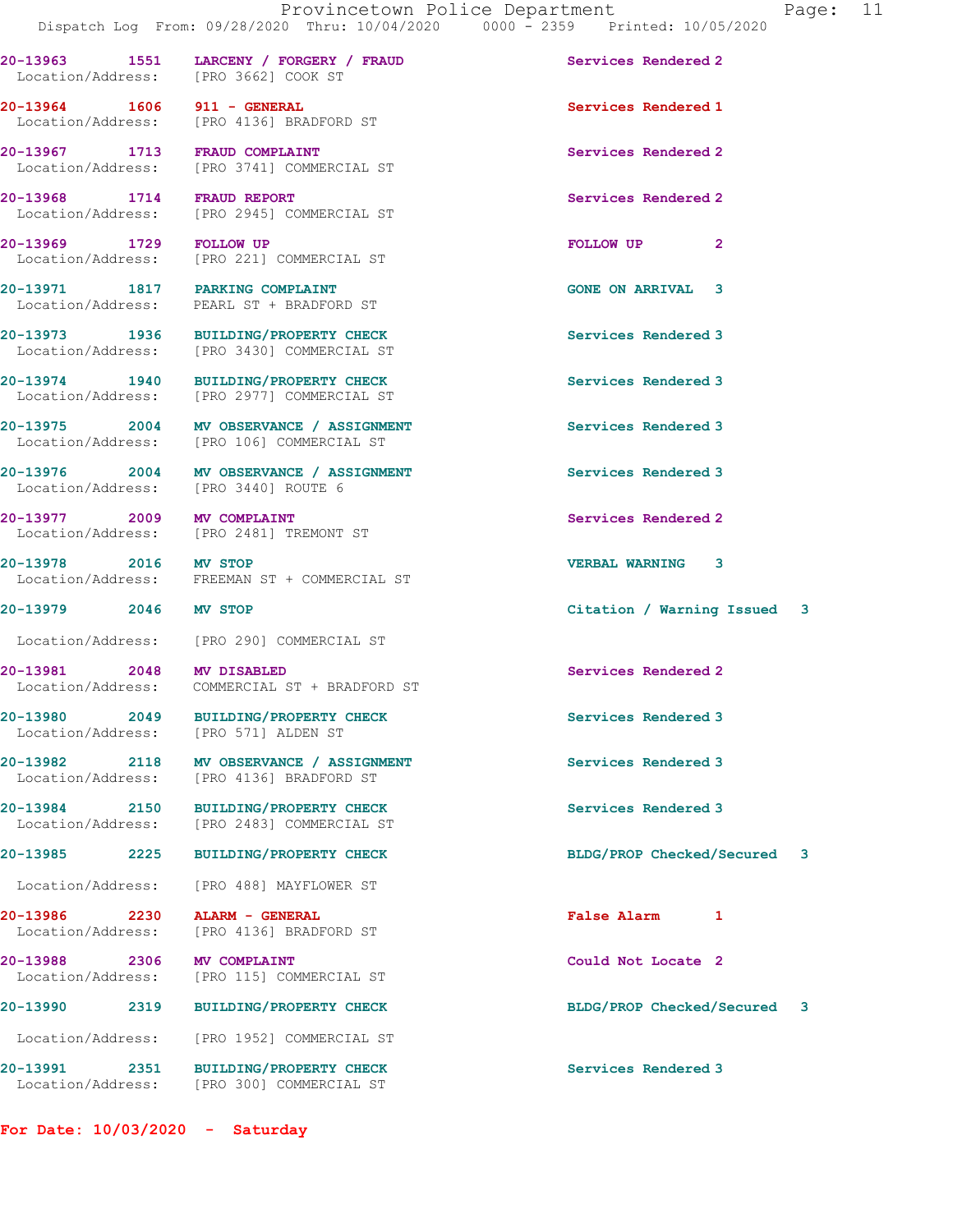20-13963 1551 LARCENY / FORGERY / FRAUD Services Rendered 2
Location/Address: [PRO 3662] COOK ST

20-13964 1606 911 - GENERAL Services Rendered 1
Location/Address: [PRO 4136] BRADFORD ST

20-13967 1713 FRAUD COMPLAINT Services Rendered 2
Location/Address: [PRO 3741] COMMERCIAL ST

20-13968 1714 FRAUD REPORT Services Rendered 2
Location/Address: [PRO 2945] COMMERCIAL ST

20-13969 1729 FOLLOW UP FOLLOW UP 2
Location/Address: [PRO 221] COMMERCIAL ST

20-13971 1817 PARKING COMPLAINT GONE ON ARRIVAL 3
Location/Address: PEARL ST + BRADFORD ST

20-13973 1936 BUILDING/PROPERTY CHECK Services Rendered 3
Location/Address: [PRO 3430] COMMERCIAL ST

20-13974 1940 BUILDING/PROPERTY CHECK Services Rendered 3
Location/Address: [PRO 2977] COMMERCIAL ST

20-13975 2004 MV OBSERVANCE / ASSIGNMENT Services Rendered 3
Location/Address: [PRO 106] COMMERCIAL ST

20-13976 2004 MV OBSERVANCE / ASSIGNMENT Services Rendered 3
Location/Address: [PRO 3440] ROUTE 6

20-13977 2009 MV COMPLAINT Services Rendered 2
Location/Address: [PRO 2481] TREMONT ST

20-13978 2016 MV STOP VERBAL WARNING 3
Location/Address: FREEMAN ST + COMMERCIAL ST

20-13979 2046 MV STOP Citation / Warning Issued 3
Location/Address: [PRO 290] COMMERCIAL ST

20-13981 2048 MV DISABLED Services Rendered 2
Location/Address: COMMERCIAL ST + BRADFORD ST

20-13980 2049 BUILDING/PROPERTY CHECK Services Rendered 3
Location/Address: [PRO 571] ALDEN ST

20-13982 2118 MV OBSERVANCE / ASSIGNMENT Services Rendered 3
Location/Address: [PRO 4136] BRADFORD ST

20-13984 2150 BUILDING/PROPERTY CHECK Services Rendered 3
Location/Address: [PRO 2483] COMMERCIAL ST

20-13985 2225 BUILDING/PROPERTY CHECK BLDG/PROP Checked/Secured 3
Location/Address: [PRO 488] MAYFLOWER ST

20-13986 2230 ALARM - GENERAL False Alarm 1
Location/Address: [PRO 4136] BRADFORD ST

20-13988 2306 MV COMPLAINT Could Not Locate 2
Location/Address: [PRO 115] COMMERCIAL ST

20-13990 2319 BUILDING/PROPERTY CHECK BLDG/PROP Checked/Secured 3
Location/Address: [PRO 1952] COMMERCIAL ST

20-13991 2351 BUILDING/PROPERTY CHECK Services Rendered 3
Location/Address: [PRO 300] COMMERCIAL ST

For Date: 10/03/2020 - Saturday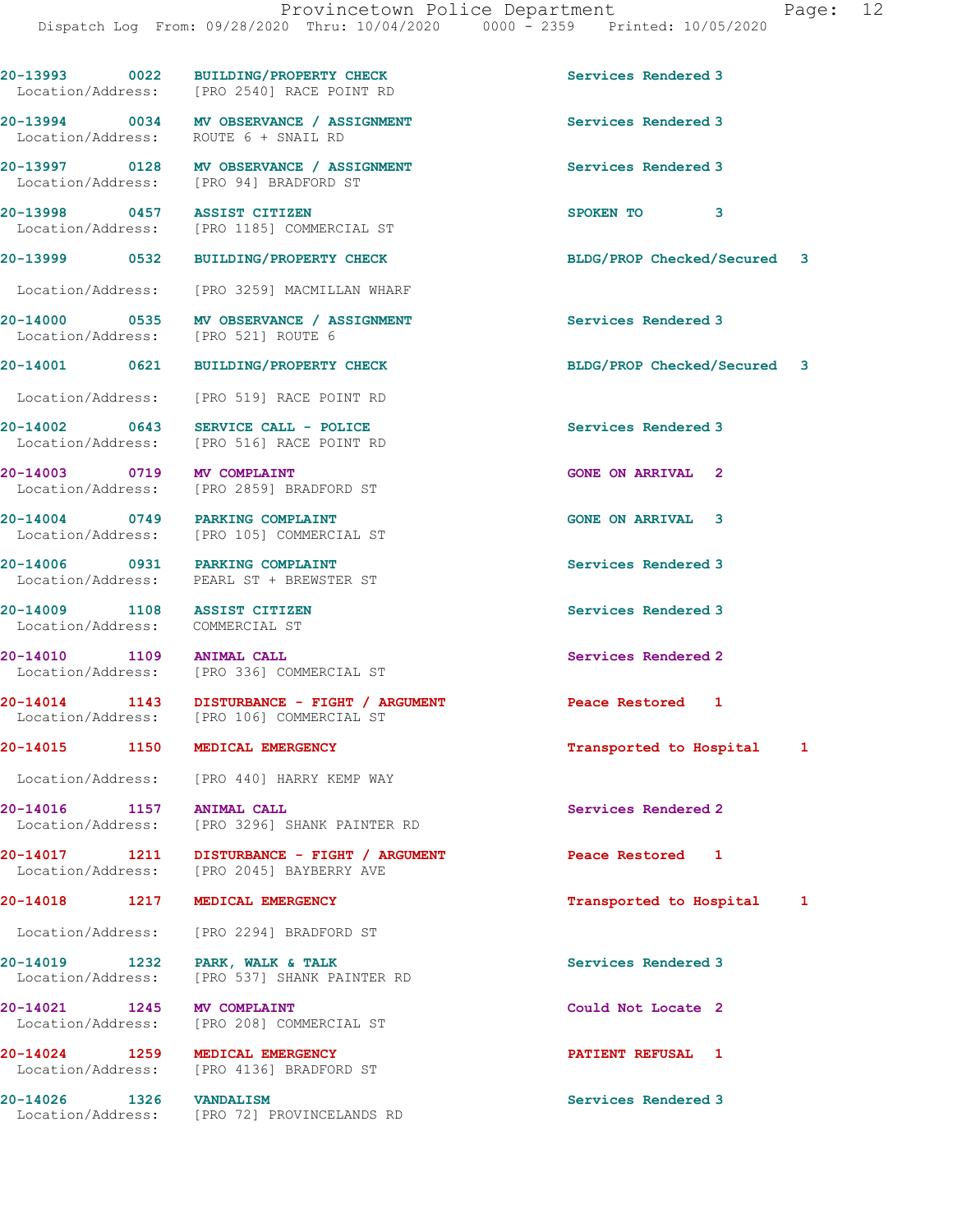20-13993 0022 BUILDING/PROPERTY CHECK Services Rendered 3
Location/Address: [PRO 2540] RACE POINT RD

20-13994 0034 MV OBSERVANCE / ASSIGNMENT Services Rendered 3
Location/Address: ROUTE 6 + SNAIL RD

20-13997 0128 MV OBSERVANCE / ASSIGNMENT Services Rendered 3
Location/Address: [PRO 94] BRADFORD ST

20-13998 0457 ASSIST CITIZEN SPOKEN TO 3
Location/Address: [PRO 1185] COMMERCIAL ST

20-13999 0532 BUILDING/PROPERTY CHECK BLDG/PROP Checked/Secured 3
Location/Address: [PRO 3259] MACMILLAN WHARF

20-14000 0535 MV OBSERVANCE / ASSIGNMENT Services Rendered 3
Location/Address: [PRO 521] ROUTE 6

20-14001 0621 BUILDING/PROPERTY CHECK BLDG/PROP Checked/Secured 3
Location/Address: [PRO 519] RACE POINT RD

20-14002 0643 SERVICE CALL - POLICE Services Rendered 3
Location/Address: [PRO 516] RACE POINT RD

20-14003 0719 MV COMPLAINT GONE ON ARRIVAL 2
Location/Address: [PRO 2859] BRADFORD ST

20-14004 0749 PARKING COMPLAINT GONE ON ARRIVAL 3
Location/Address: [PRO 105] COMMERCIAL ST

20-14006 0931 PARKING COMPLAINT Services Rendered 3
Location/Address: PEARL ST + BREWSTER ST

20-14009 1108 ASSIST CITIZEN Services Rendered 3
Location/Address: COMMERCIAL ST

20-14010 1109 ANIMAL CALL Services Rendered 2
Location/Address: [PRO 336] COMMERCIAL ST

20-14014 1143 DISTURBANCE - FIGHT / ARGUMENT Peace Restored 1
Location/Address: [PRO 106] COMMERCIAL ST

20-14015 1150 MEDICAL EMERGENCY Transported to Hospital 1
Location/Address: [PRO 440] HARRY KEMP WAY

20-14016 1157 ANIMAL CALL Services Rendered 2
Location/Address: [PRO 3296] SHANK PAINTER RD

20-14017 1211 DISTURBANCE - FIGHT / ARGUMENT Peace Restored 1
Location/Address: [PRO 2045] BAYBERRY AVE

20-14018 1217 MEDICAL EMERGENCY Transported to Hospital 1
Location/Address: [PRO 2294] BRADFORD ST

20-14019 1232 PARK, WALK & TALK Services Rendered 3
Location/Address: [PRO 537] SHANK PAINTER RD

20-14021 1245 MV COMPLAINT Could Not Locate 2
Location/Address: [PRO 208] COMMERCIAL ST

20-14024 1259 MEDICAL EMERGENCY PATIENT REFUSAL 1
Location/Address: [PRO 4136] BRADFORD ST

20-14026 1326 VANDALISM Services Rendered 3
Location/Address: [PRO 72] PROVINCELANDS RD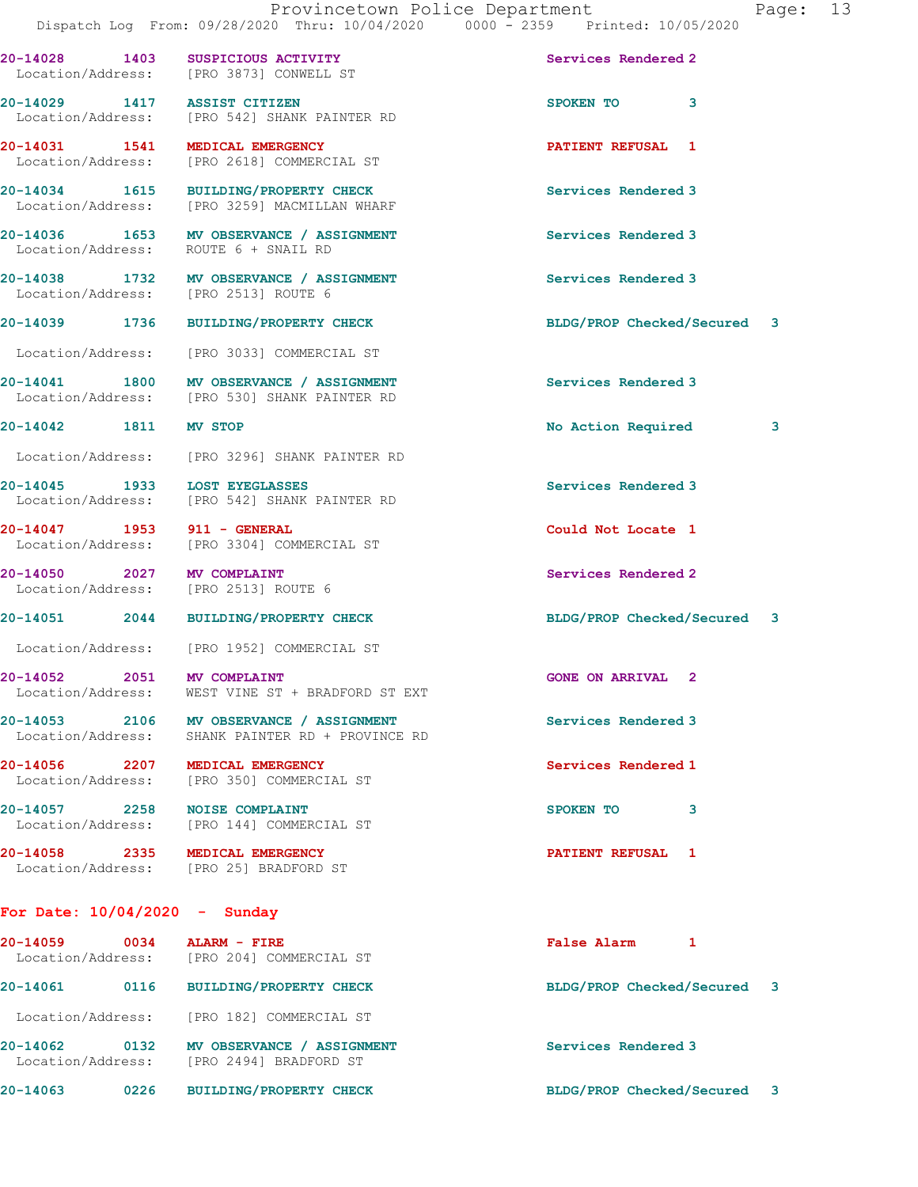20-14028 1403 SUSPICIOUS ACTIVITY Services Rendered 2
Location/Address: [PRO 3873] CONWELL ST

20-14029 1417 ASSIST CITIZEN SPOKEN TO 3
Location/Address: [PRO 542] SHANK PAINTER RD

20-14031 1541 MEDICAL EMERGENCY PATIENT REFUSAL 1
Location/Address: [PRO 2618] COMMERCIAL ST

20-14034 1615 BUILDING/PROPERTY CHECK Services Rendered 3
Location/Address: [PRO 3259] MACMILLAN WHARF

20-14036 1653 MV OBSERVANCE / ASSIGNMENT Services Rendered 3
Location/Address: ROUTE 6 + SNAIL RD

20-14038 1732 MV OBSERVANCE / ASSIGNMENT Services Rendered 3
Location/Address: [PRO 2513] ROUTE 6

20-14039 1736 BUILDING/PROPERTY CHECK BLDG/PROP Checked/Secured 3
Location/Address: [PRO 3033] COMMERCIAL ST

20-14041 1800 MV OBSERVANCE / ASSIGNMENT Services Rendered 3
Location/Address: [PRO 530] SHANK PAINTER RD

20-14042 1811 MV STOP No Action Required 3
Location/Address: [PRO 3296] SHANK PAINTER RD

20-14045 1933 LOST EYEGLASSES Services Rendered 3
Location/Address: [PRO 542] SHANK PAINTER RD

20-14047 1953 911 - GENERAL Could Not Locate 1
Location/Address: [PRO 3304] COMMERCIAL ST

20-14050 2027 MV COMPLAINT Services Rendered 2
Location/Address: [PRO 2513] ROUTE 6

20-14051 2044 BUILDING/PROPERTY CHECK BLDG/PROP Checked/Secured 3
Location/Address: [PRO 1952] COMMERCIAL ST

20-14052 2051 MV COMPLAINT GONE ON ARRIVAL 2
Location/Address: WEST VINE ST + BRADFORD ST EXT

20-14053 2106 MV OBSERVANCE / ASSIGNMENT Services Rendered 3
Location/Address: SHANK PAINTER RD + PROVINCE RD

20-14056 2207 MEDICAL EMERGENCY Services Rendered 1
Location/Address: [PRO 350] COMMERCIAL ST

20-14057 2258 NOISE COMPLAINT SPOKEN TO 3
Location/Address: [PRO 144] COMMERCIAL ST

20-14058 2335 MEDICAL EMERGENCY PATIENT REFUSAL 1
Location/Address: [PRO 25] BRADFORD ST

**For Date: 10/04/2020 - Sunday**

20-14059 0034 ALARM - FIRE False Alarm 1
Location/Address: [PRO 204] COMMERCIAL ST

20-14061 0116 BUILDING/PROPERTY CHECK BLDG/PROP Checked/Secured 3
Location/Address: [PRO 182] COMMERCIAL ST

20-14062 0132 MV OBSERVANCE / ASSIGNMENT Services Rendered 3
Location/Address: [PRO 2494] BRADFORD ST

20-14063 0226 BUILDING/PROPERTY CHECK BLDG/PROP Checked/Secured 3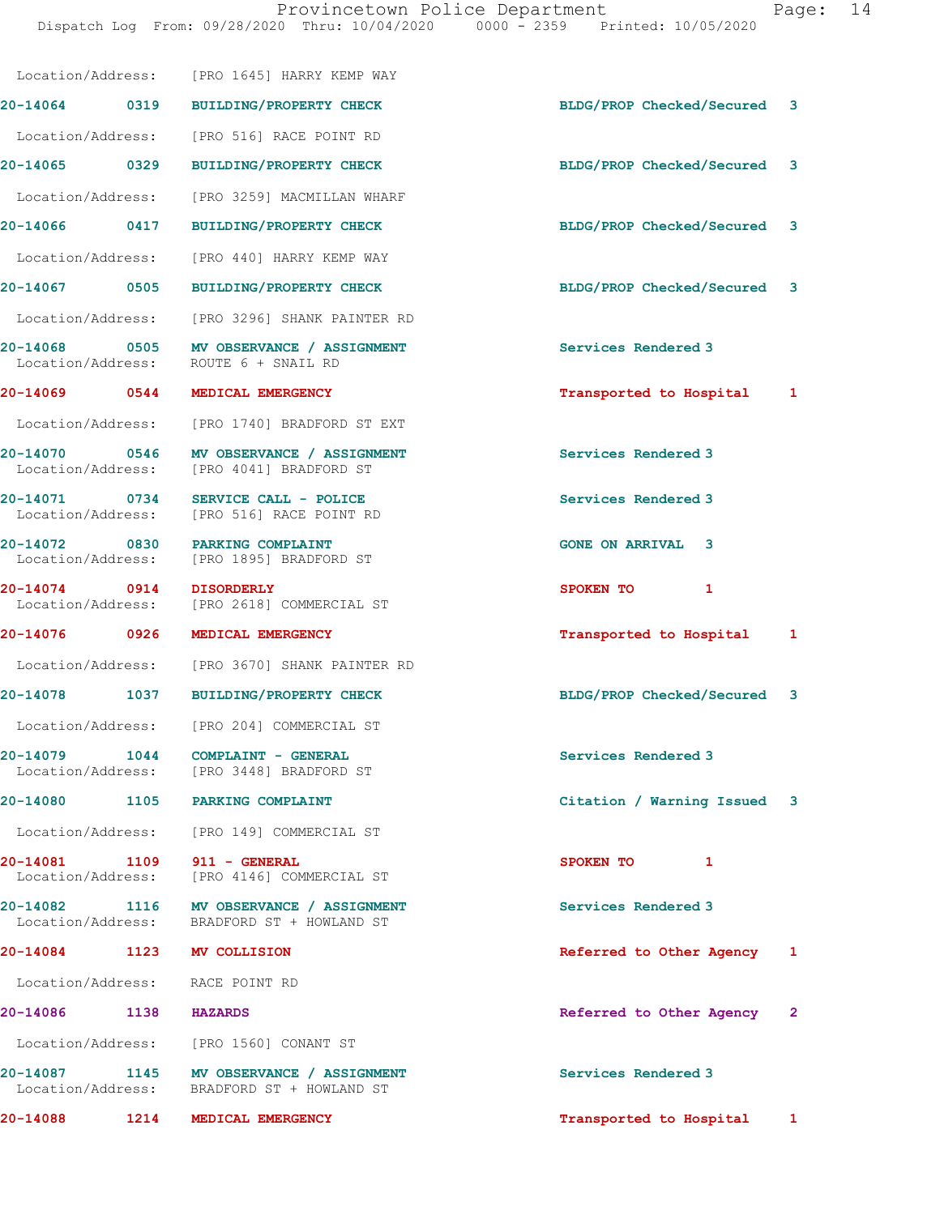Location/Address: [PRO 1645] HARRY KEMP WAY

| Call Number | Time | Call Reason | Action | Priority |
|---|---|---|---|---|
| 20-14064 | 0319 | BUILDING/PROPERTY CHECK | BLDG/PROP Checked/Secured | 3 |
| | | Location/Address: [PRO 516] RACE POINT RD | | |
| 20-14065 | 0329 | BUILDING/PROPERTY CHECK | BLDG/PROP Checked/Secured | 3 |
| | | Location/Address: [PRO 3259] MACMILLAN WHARF | | |
| 20-14066 | 0417 | BUILDING/PROPERTY CHECK | BLDG/PROP Checked/Secured | 3 |
| | | Location/Address: [PRO 440] HARRY KEMP WAY | | |
| 20-14067 | 0505 | BUILDING/PROPERTY CHECK | BLDG/PROP Checked/Secured | 3 |
| | | Location/Address: [PRO 3296] SHANK PAINTER RD | | |
| 20-14068 | 0505 | MV OBSERVANCE / ASSIGNMENT | Services Rendered | 3 |
| | | Location/Address: ROUTE 6 + SNAIL RD | | |
| 20-14069 | 0544 | MEDICAL EMERGENCY | Transported to Hospital | 1 |
| | | Location/Address: [PRO 1740] BRADFORD ST EXT | | |
| 20-14070 | 0546 | MV OBSERVANCE / ASSIGNMENT | Services Rendered | 3 |
| | | Location/Address: [PRO 4041] BRADFORD ST | | |
| 20-14071 | 0734 | SERVICE CALL - POLICE | Services Rendered | 3 |
| | | Location/Address: [PRO 516] RACE POINT RD | | |
| 20-14072 | 0830 | PARKING COMPLAINT | GONE ON ARRIVAL | 3 |
| | | Location/Address: [PRO 1895] BRADFORD ST | | |
| 20-14074 | 0914 | DISORDERLY | SPOKEN TO | 1 |
| | | Location/Address: [PRO 2618] COMMERCIAL ST | | |
| 20-14076 | 0926 | MEDICAL EMERGENCY | Transported to Hospital | 1 |
| | | Location/Address: [PRO 3670] SHANK PAINTER RD | | |
| 20-14078 | 1037 | BUILDING/PROPERTY CHECK | BLDG/PROP Checked/Secured | 3 |
| | | Location/Address: [PRO 204] COMMERCIAL ST | | |
| 20-14079 | 1044 | COMPLAINT - GENERAL | Services Rendered | 3 |
| | | Location/Address: [PRO 3448] BRADFORD ST | | |
| 20-14080 | 1105 | PARKING COMPLAINT | Citation / Warning Issued | 3 |
| | | Location/Address: [PRO 149] COMMERCIAL ST | | |
| 20-14081 | 1109 | 911 - GENERAL | SPOKEN TO | 1 |
| | | Location/Address: [PRO 4146] COMMERCIAL ST | | |
| 20-14082 | 1116 | MV OBSERVANCE / ASSIGNMENT | Services Rendered | 3 |
| | | Location/Address: BRADFORD ST + HOWLAND ST | | |
| 20-14084 | 1123 | MV COLLISION | Referred to Other Agency | 1 |
| | | Location/Address: RACE POINT RD | | |
| 20-14086 | 1138 | HAZARDS | Referred to Other Agency | 2 |
| | | Location/Address: [PRO 1560] CONANT ST | | |
| 20-14087 | 1145 | MV OBSERVANCE / ASSIGNMENT | Services Rendered | 3 |
| | | Location/Address: BRADFORD ST + HOWLAND ST | | |
| 20-14088 | 1214 | MEDICAL EMERGENCY | Transported to Hospital | 1 |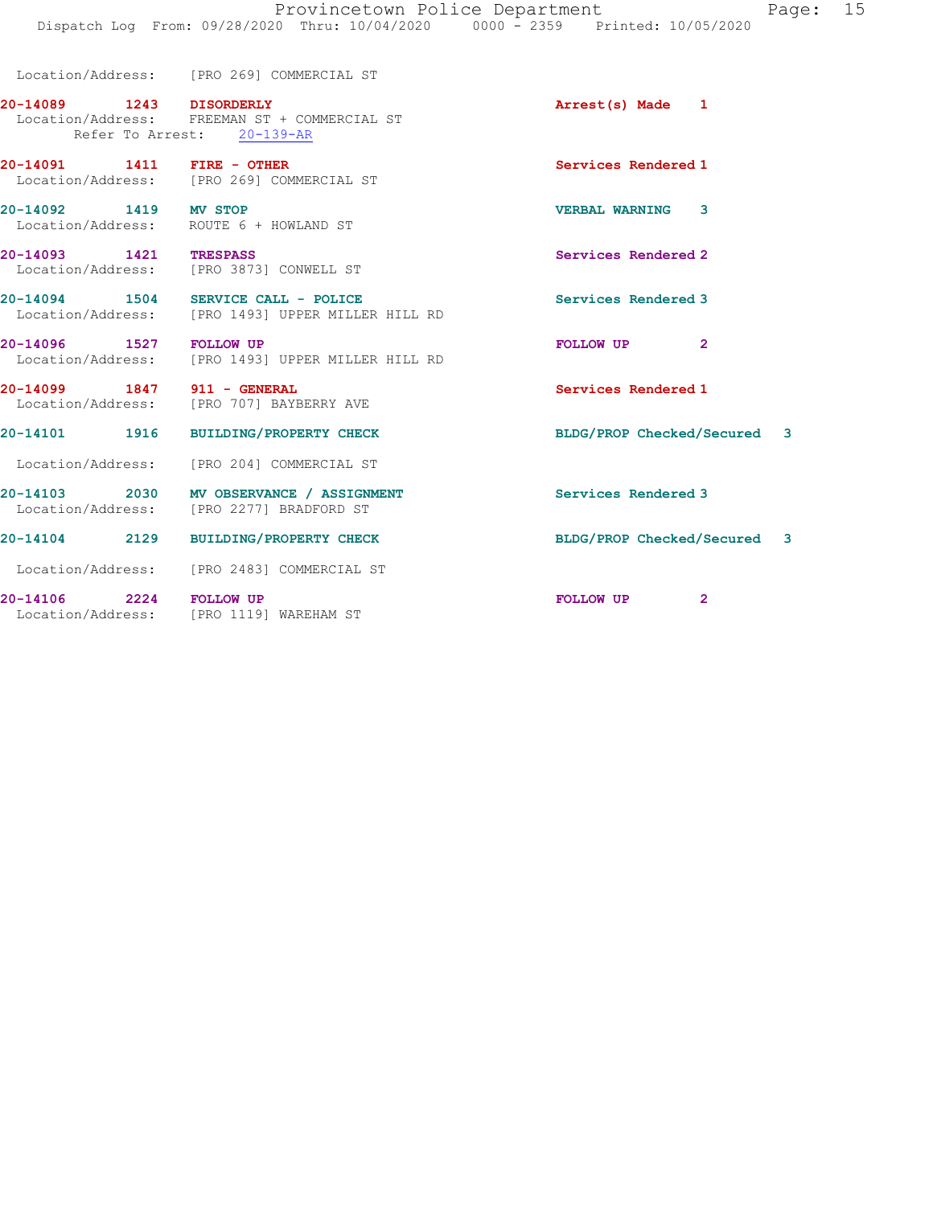Location/Address: [PRO 269] COMMERCIAL ST

**20-14089 1243 DISORDERLY** Arrest(s) Made 1
Location/Address: FREEMAN ST + COMMERCIAL ST
Refer To Arrest: 20-139-AR

**20-14091 1411 FIRE - OTHER** Services Rendered 1
Location/Address: [PRO 269] COMMERCIAL ST

**20-14092 1419 MV STOP** VERBAL WARNING 3
Location/Address: ROUTE 6 + HOWLAND ST

**20-14093 1421 TRESPASS** Services Rendered 2
Location/Address: [PRO 3873] CONWELL ST

**20-14094 1504 SERVICE CALL - POLICE** Services Rendered 3
Location/Address: [PRO 1493] UPPER MILLER HILL RD

**20-14096 1527 FOLLOW UP** FOLLOW UP 2
Location/Address: [PRO 1493] UPPER MILLER HILL RD

**20-14099 1847 911 - GENERAL** Services Rendered 1
Location/Address: [PRO 707] BAYBERRY AVE

**20-14101 1916 BUILDING/PROPERTY CHECK** BLDG/PROP Checked/Secured 3
Location/Address: [PRO 204] COMMERCIAL ST

**20-14103 2030 MV OBSERVANCE / ASSIGNMENT** Services Rendered 3
Location/Address: [PRO 2277] BRADFORD ST

**20-14104 2129 BUILDING/PROPERTY CHECK** BLDG/PROP Checked/Secured 3
Location/Address: [PRO 2483] COMMERCIAL ST

**20-14106 2224 FOLLOW UP** FOLLOW UP 2
Location/Address: [PRO 1119] WAREHAM ST